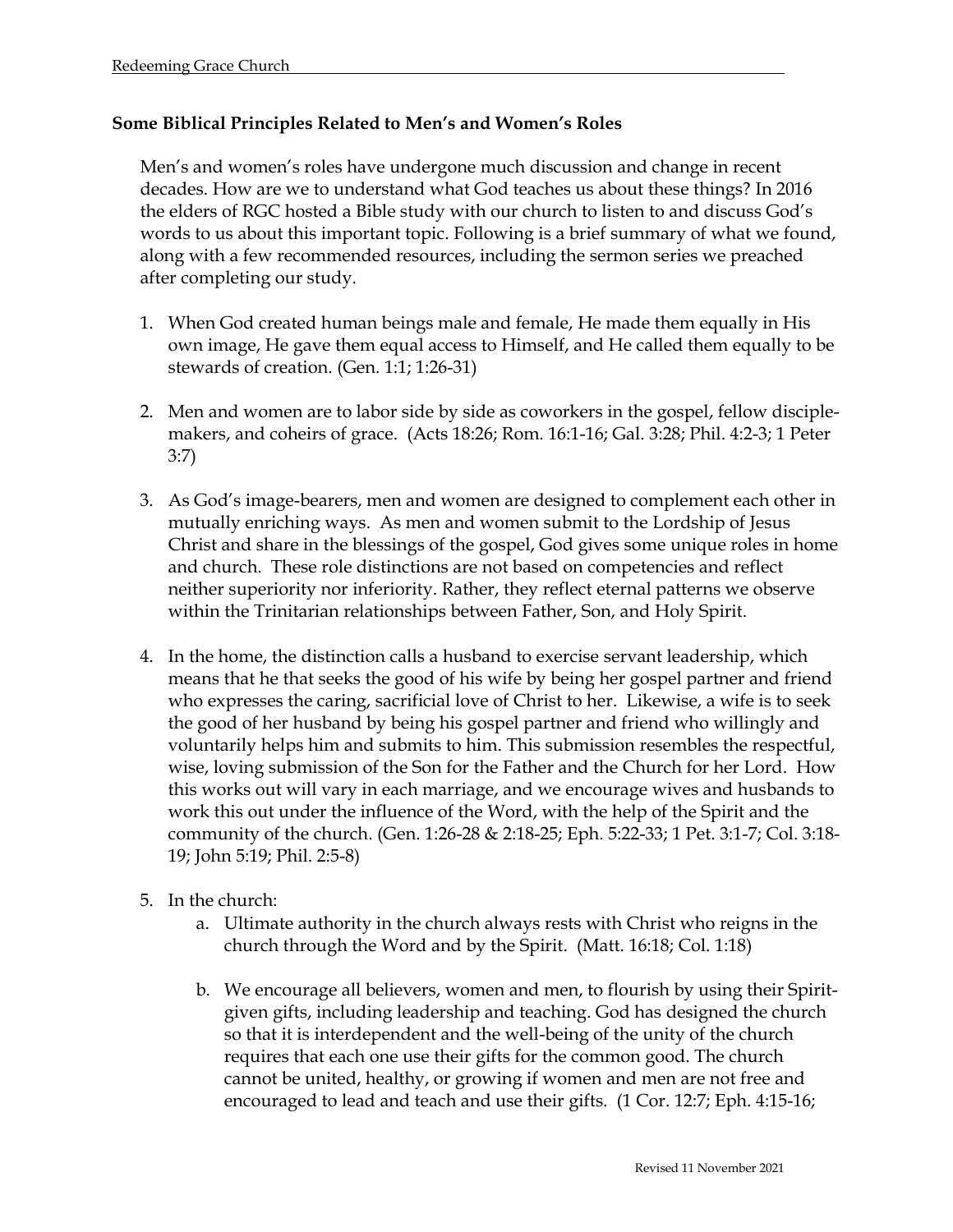## Some Biblical Principles Related to Men's and Women's Roles

Men's and women's roles have undergone much discussion and change in recent decades. How are we to understand what God teaches us about these things? In 2016 the elders of RGC hosted a Bible study with our church to listen to and discuss God's words to us about this important topic. Following is a brief summary of what we found, along with a few recommended resources, including the sermon series we preached after completing our study.

1. When God created human beings male and female, He made them equally in His own image, He gave them equal access to Himself, and He called them equally to be stewards of creation. (Gen. 1:1; 1:26-31)

2. Men and women are to labor side by side as coworkers in the gospel, fellow disciple-makers, and coheirs of grace. (Acts 18:26; Rom. 16:1-16; Gal. 3:28; Phil. 4:2-3; 1 Peter 3:7)

3. As God's image-bearers, men and women are designed to complement each other in mutually enriching ways. As men and women submit to the Lordship of Jesus Christ and share in the blessings of the gospel, God gives some unique roles in home and church. These role distinctions are not based on competencies and reflect neither superiority nor inferiority. Rather, they reflect eternal patterns we observe within the Trinitarian relationships between Father, Son, and Holy Spirit.

4. In the home, the distinction calls a husband to exercise servant leadership, which means that he that seeks the good of his wife by being her gospel partner and friend who expresses the caring, sacrificial love of Christ to her. Likewise, a wife is to seek the good of her husband by being his gospel partner and friend who willingly and voluntarily helps him and submits to him. This submission resembles the respectful, wise, loving submission of the Son for the Father and the Church for her Lord. How this works out will vary in each marriage, and we encourage wives and husbands to work this out under the influence of the Word, with the help of the Spirit and the community of the church. (Gen. 1:26-28 & 2:18-25; Eph. 5:22-33; 1 Pet. 3:1-7; Col. 3:18-19; John 5:19; Phil. 2:5-8)

5. In the church:
   a. Ultimate authority in the church always rests with Christ who reigns in the church through the Word and by the Spirit. (Matt. 16:18; Col. 1:18)

   b. We encourage all believers, women and men, to flourish by using their Spirit-given gifts, including leadership and teaching. God has designed the church so that it is interdependent and the well-being of the unity of the church requires that each one use their gifts for the common good. The church cannot be united, healthy, or growing if women and men are not free and encouraged to lead and teach and use their gifts. (1 Cor. 12:7; Eph. 4:15-16;

Revised 11 November 2021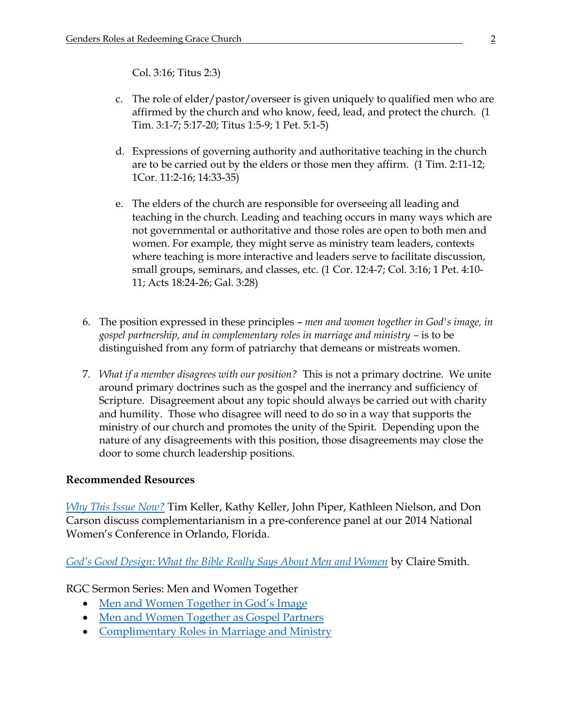Col. 3:16; Titus 2:3)

c. The role of elder/pastor/overseer is given uniquely to qualified men who are affirmed by the church and who know, feed, lead, and protect the church. (1 Tim. 3:1-7; 5:17-20; Titus 1:5-9; 1 Pet. 5:1-5)

d. Expressions of governing authority and authoritative teaching in the church are to be carried out by the elders or those men they affirm. (1 Tim. 2:11-12; 1Cor. 11:2-16; 14:33-35)

e. The elders of the church are responsible for overseeing all leading and teaching in the church. Leading and teaching occurs in many ways which are not governmental or authoritative and those roles are open to both men and women. For example, they might serve as ministry team leaders, contexts where teaching is more interactive and leaders serve to facilitate discussion, small groups, seminars, and classes, etc. (1 Cor. 12:4-7; Col. 3:16; 1 Pet. 4:10-11; Acts 18:24-26; Gal. 3:28)

6. The position expressed in these principles – *men and women together in God's image, in gospel partnership, and in complementary roles in marriage and ministry* – is to be distinguished from any form of patriarchy that demeans or mistreats women.

7. *What if a member disagrees with our position?* This is not a primary doctrine. We unite around primary doctrines such as the gospel and the inerrancy and sufficiency of Scripture. Disagreement about any topic should always be carried out with charity and humility. Those who disagree will need to do so in a way that supports the ministry of our church and promotes the unity of the Spirit. Depending upon the nature of any disagreements with this position, those disagreements may close the door to some church leadership positions.

**Recommended Resources**

*Why This Issue Now?* Tim Keller, Kathy Keller, John Piper, Kathleen Nielson, and Don Carson discuss complementarianism in a pre-conference panel at our 2014 National Women's Conference in Orlando, Florida.

*God's Good Design: What the Bible Really Says About Men and Women* by Claire Smith.

RGC Sermon Series: Men and Women Together

- Men and Women Together in God's Image
- Men and Women Together as Gospel Partners
- Complimentary Roles in Marriage and Ministry